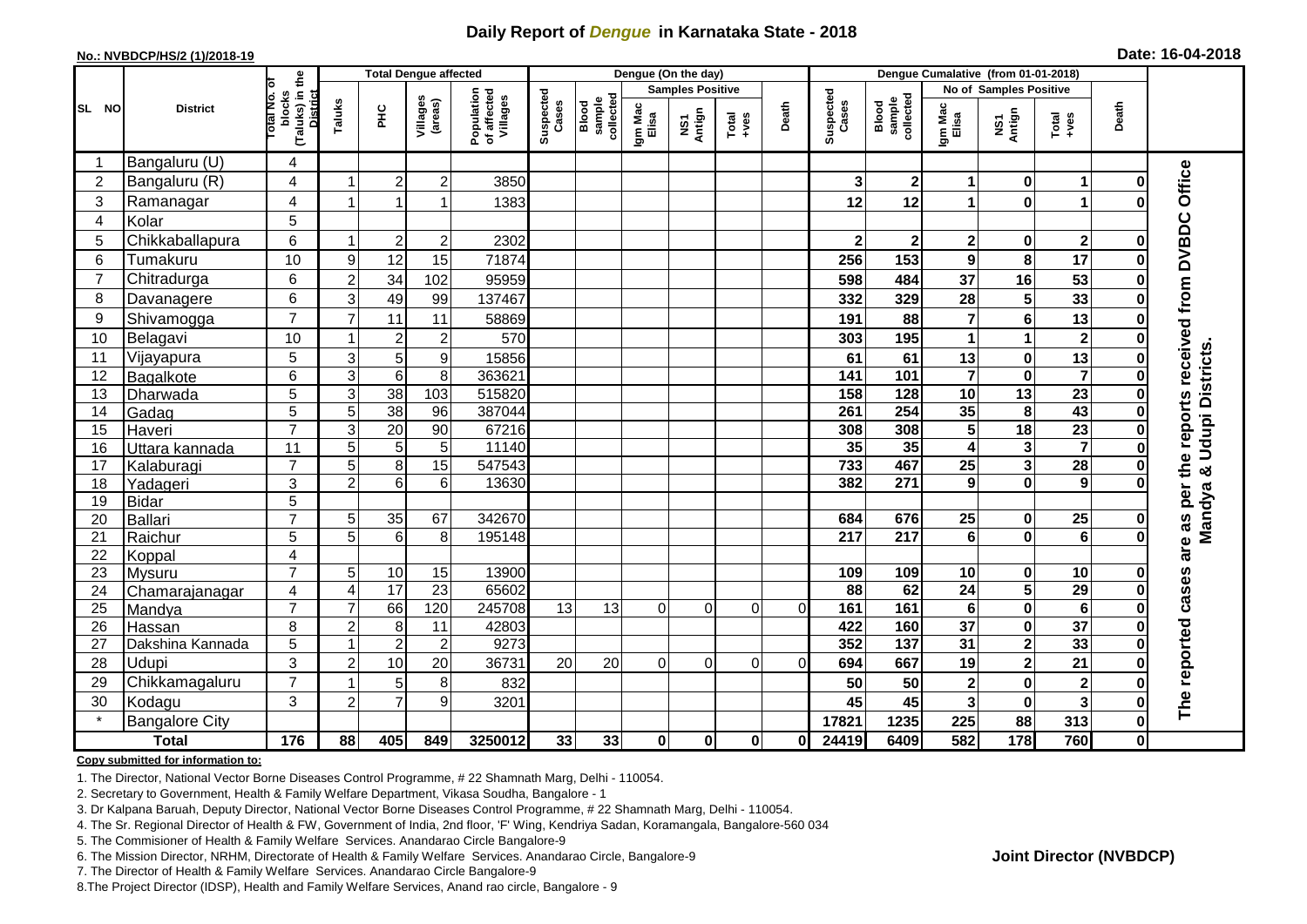# Daily Report of *Dengue* in Karnataka State - 2018

**No.: NVBDCP/HS/2 (1)/2018-19**

**Date: 16-04-2018**

| SL NO | District | Total No. of blocks (Taluks) in the District | Total Dengue affected | | | | Dengue (On the day) | | | | | | | Dengue Cumalative (from 01-01-2018) | | | | | | | |
|---|---|---|---|---|---|---|---|---|---|---|---|---|---|---|---|---|---|---|---|---|
| | | | Taluks | PHC | Villages (areas) | Population of affected Villages | Suspected Cases | Blood sample collected | Samples Positive | | | Death | Suspected Cases | Blood sample collected | No of Samples Positive | | | Death | |
| | | | | | | | | | Igm Mac Elisa | NS1 Antign | Total +ves | | | | Igm Mac Elisa | NS1 Antign | Total +ves | | |
| 1 | Bangaluru (U) | 4 | | | | | | | | | | | | | | | | | The reported cases are as per the reports received from DVBDC Office Mandya & Udupi Districts. |
| 2 | Bangaluru (R) | 4 | 1 | 2 | 2 | 3850 | | | | | | | 3 | 2 | 1 | 0 | 1 | 0 | |
| 3 | Ramanagar | 4 | 1 | 1 | 1 | 1383 | | | | | | | 12 | 12 | 1 | 0 | 1 | 0 | |
| 4 | Kolar | 5 | | | | | | | | | | | | | | | | | |
| 5 | Chikkaballapura | 6 | 1 | 2 | 2 | 2302 | | | | | | | 2 | 2 | 2 | 0 | 2 | 0 | |
| 6 | Tumakuru | 10 | 9 | 12 | 15 | 71874 | | | | | | | 256 | 153 | 9 | 8 | 17 | 0 | |
| 7 | Chitradurga | 6 | 2 | 34 | 102 | 95959 | | | | | | | 598 | 484 | 37 | 16 | 53 | 0 | |
| 8 | Davanagere | 6 | 3 | 49 | 99 | 137467 | | | | | | | 332 | 329 | 28 | 5 | 33 | 0 | |
| 9 | Shivamogga | 7 | 7 | 11 | 11 | 58869 | | | | | | | 191 | 88 | 7 | 6 | 13 | 0 | |
| 10 | Belagavi | 10 | 1 | 2 | 2 | 570 | | | | | | | 303 | 195 | 1 | 1 | 2 | 0 | |
| 11 | Vijayapura | 5 | 3 | 5 | 9 | 15856 | | | | | | | 61 | 61 | 13 | 0 | 13 | 0 | |
| 12 | Bagalkote | 6 | 3 | 6 | 8 | 363621 | | | | | | | 141 | 101 | 7 | 0 | 7 | 0 | |
| 13 | Dharwada | 5 | 3 | 38 | 103 | 515820 | | | | | | | 158 | 128 | 10 | 13 | 23 | 0 | |
| 14 | Gadag | 5 | 5 | 38 | 96 | 387044 | | | | | | | 261 | 254 | 35 | 8 | 43 | 0 | |
| 15 | Haveri | 7 | 3 | 20 | 90 | 67216 | | | | | | | 308 | 308 | 5 | 18 | 23 | 0 | |
| 16 | Uttara kannada | 11 | 5 | 5 | 5 | 11140 | | | | | | | 35 | 35 | 4 | 3 | 7 | 0 | |
| 17 | Kalaburagi | 7 | 5 | 8 | 15 | 547543 | | | | | | | 733 | 467 | 25 | 3 | 28 | 0 | |
| 18 | Yadageri | 3 | 2 | 6 | 6 | 13630 | | | | | | | 382 | 271 | 9 | 0 | 9 | 0 | |
| 19 | Bidar | 5 | | | | | | | | | | | | | | | | | |
| 20 | Ballari | 7 | 5 | 35 | 67 | 342670 | | | | | | | 684 | 676 | 25 | 0 | 25 | 0 | |
| 21 | Raichur | 5 | 5 | 6 | 8 | 195148 | | | | | | | 217 | 217 | 6 | 0 | 6 | 0 | |
| 22 | Koppal | 4 | | | | | | | | | | | | | | | | | |
| 23 | Mysuru | 7 | 5 | 10 | 15 | 13900 | | | | | | | 109 | 109 | 10 | 0 | 10 | 0 | |
| 24 | Chamarajanagar | 4 | 4 | 17 | 23 | 65602 | | | | | | | 88 | 62 | 24 | 5 | 29 | 0 | |
| 25 | Mandya | 7 | 7 | 66 | 120 | 245708 | 13 | 13 | 0 | 0 | 0 | 0 | 161 | 161 | 6 | 0 | 6 | 0 | |
| 26 | Hassan | 8 | 2 | 8 | 11 | 42803 | | | | | | | 422 | 160 | 37 | 0 | 37 | 0 | |
| 27 | Dakshina Kannada | 5 | 1 | 2 | 2 | 9273 | | | | | | | 352 | 137 | 31 | 2 | 33 | 0 | |
| 28 | Udupi | 3 | 2 | 10 | 20 | 36731 | 20 | 20 | 0 | 0 | 0 | 0 | 694 | 667 | 19 | 2 | 21 | 0 | |
| 29 | Chikkamagaluru | 7 | 1 | 5 | 8 | 832 | | | | | | | 50 | 50 | 2 | 0 | 2 | 0 | |
| 30 | Kodagu | 3 | 2 | 7 | 9 | 3201 | | | | | | | 45 | 45 | 3 | 0 | 3 | 0 | |
| * | Bangalore City | | | | | | | | | | | | 17821 | 1235 | 225 | 88 | 313 | 0 | |
| **Total** | | **176** | **88** | **405** | **849** | **3250012** | **33** | **33** | **0** | **0** | **0** | **0** | **24419** | **6409** | **582** | **178** | **760** | **0** | |

**Copy submitted for information to:**

1. The Director, National Vector Borne Diseases Control Programme, # 22 Shamnath Marg, Delhi - 110054.
2. Secretary to Government, Health & Family Welfare Department, Vikasa Soudha, Bangalore - 1
3. Dr Kalpana Baruah, Deputy Director, National Vector Borne Diseases Control Programme, # 22 Shamnath Marg, Delhi - 110054.
4. The Sr. Regional Director of Health & FW, Government of India, 2nd floor, 'F' Wing, Kendriya Sadan, Koramangala, Bangalore-560 034
5. The Commisioner of Health & Family Welfare Services. Anandarao Circle Bangalore-9
6. The Mission Director, NRHM, Directorate of Health & Family Welfare Services. Anandarao Circle, Bangalore-9
7. The Director of Health & Family Welfare Services. Anandarao Circle Bangalore-9
8. The Project Director (IDSP), Health and Family Welfare Services, Anand rao circle, Bangalore - 9

**Joint Director (NVBDCP)**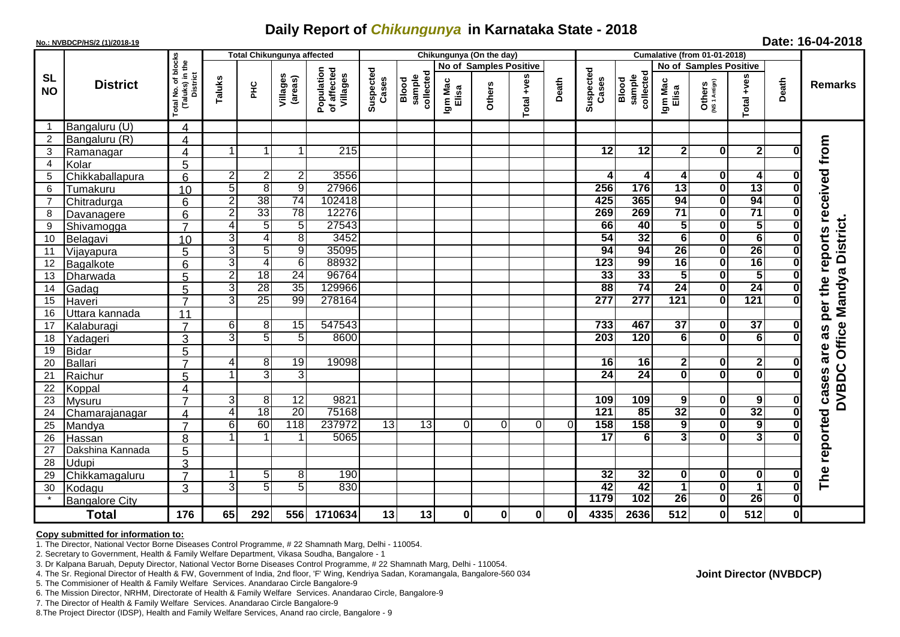# Daily Report of *Chikungunya* in Karnataka State - 2018

**No.: NVBDCP/HS/2 (1)/2018-19**

**Date: 16-04-2018**

| SL NO | District | Total No. of blocks (Taluks) in the District | Total Chikungunya affected | | | | Chikungunya (On the day) | | | | | | | Cumalative (from 01-01-2018) | | | | | | | Remarks |
|---|---|---|---|---|---|---|---|---|---|---|---|---|---|---|---|---|---|---|---|---|---|
| | | | Taluks | PHC | Villages (areas) | Population of affected Villages | Suspected Cases | Blood sample collected | No of Samples Positive | | | Death | Suspected Cases | Blood sample collected | No of Samples Positive | | | Death | |
| | | | | | | | | | Igm Mac Elisa | Others | Total +ves | | | | Igm Mac Elisa | Others (NS 1 Antign) | Total +ves | | |
| 1 | Bangaluru (U) | 4 | | | | | | | | | | | | | | | | | The reported cases are as per the reports received from DVBDC Office Mandya District. |
| 2 | Bangaluru (R) | 4 | | | | | | | | | | | | | | | | | |
| 3 | Ramanagar | 4 | 1 | 1 | 1 | 215 | | | | | | | 12 | 12 | 2 | 0 | 2 | 0 | |
| 4 | Kolar | 5 | | | | | | | | | | | | | | | | | |
| 5 | Chikkaballapura | 6 | 2 | 2 | 2 | 3556 | | | | | | | 4 | 4 | 4 | 0 | 4 | 0 | |
| 6 | Tumakuru | 10 | 5 | 8 | 9 | 27966 | | | | | | | 256 | 176 | 13 | 0 | 13 | 0 | |
| 7 | Chitradurga | 6 | 2 | 38 | 74 | 102418 | | | | | | | 425 | 365 | 94 | 0 | 94 | 0 | |
| 8 | Davanagere | 6 | 2 | 33 | 78 | 12276 | | | | | | | 269 | 269 | 71 | 0 | 71 | 0 | |
| 9 | Shivamogga | 7 | 4 | 5 | 5 | 27543 | | | | | | | 66 | 40 | 5 | 0 | 5 | 0 | |
| 10 | Belagavi | 10 | 3 | 4 | 8 | 3452 | | | | | | | 54 | 32 | 6 | 0 | 6 | 0 | |
| 11 | Vijayapura | 5 | 3 | 5 | 9 | 35095 | | | | | | | 94 | 94 | 26 | 0 | 26 | 0 | |
| 12 | Bagalkote | 6 | 3 | 4 | 6 | 88932 | | | | | | | 123 | 99 | 16 | 0 | 16 | 0 | |
| 13 | Dharwada | 5 | 2 | 18 | 24 | 96764 | | | | | | | 33 | 33 | 5 | 0 | 5 | 0 | |
| 14 | Gadag | 5 | 3 | 28 | 35 | 129966 | | | | | | | 88 | 74 | 24 | 0 | 24 | 0 | |
| 15 | Haveri | 7 | 3 | 25 | 99 | 278164 | | | | | | | 277 | 277 | 121 | 0 | 121 | 0 | |
| 16 | Uttara kannada | 11 | | | | | | | | | | | | | | | | | |
| 17 | Kalaburagi | 7 | 6 | 8 | 15 | 547543 | | | | | | | 733 | 467 | 37 | 0 | 37 | 0 | |
| 18 | Yadageri | 3 | 3 | 5 | 5 | 8600 | | | | | | | 203 | 120 | 6 | 0 | 6 | 0 | |
| 19 | Bidar | 5 | | | | | | | | | | | | | | | | | |
| 20 | Ballari | 7 | 4 | 8 | 19 | 19098 | | | | | | | 16 | 16 | 2 | 0 | 2 | 0 | |
| 21 | Raichur | 5 | 1 | 3 | 3 | | | | | | | | 24 | 24 | 0 | 0 | 0 | 0 | |
| 22 | Koppal | 4 | | | | | | | | | | | | | | | | | |
| 23 | Mysuru | 7 | 3 | 8 | 12 | 9821 | | | | | | | 109 | 109 | 9 | 0 | 9 | 0 | |
| 24 | Chamarajanagar | 4 | 4 | 18 | 20 | 75168 | | | | | | | 121 | 85 | 32 | 0 | 32 | 0 | |
| 25 | Mandya | 7 | 6 | 60 | 118 | 237972 | 13 | 13 | 0 | 0 | 0 | 0 | 158 | 158 | 9 | 0 | 9 | 0 | |
| 26 | Hassan | 8 | 1 | 1 | 1 | 5065 | | | | | | | 17 | 6 | 3 | 0 | 3 | 0 | |
| 27 | Dakshina Kannada | 5 | | | | | | | | | | | | | | | | | |
| 28 | Udupi | 3 | | | | | | | | | | | | | | | | | |
| 29 | Chikkamagaluru | 7 | 1 | 5 | 8 | 190 | | | | | | | 32 | 32 | 0 | 0 | 0 | 0 | |
| 30 | Kodagu | 3 | 3 | 5 | 5 | 830 | | | | | | | 42 | 42 | 1 | 0 | 1 | 0 | |
| * | Bangalore City | | | | | | | | | | | | 1179 | 102 | 26 | 0 | 26 | 0 | |
| **Total** | | **176** | **65** | **292** | **556** | **1710634** | **13** | **13** | **0** | **0** | **0** | **0** | **4335** | **2636** | **512** | **0** | **512** | **0** | |

**Copy submitted for information to:**

1. The Director, National Vector Borne Diseases Control Programme, # 22 Shamnath Marg, Delhi - 110054.
2. Secretary to Government, Health & Family Welfare Department, Vikasa Soudha, Bangalore - 1
3. Dr Kalpana Baruah, Deputy Director, National Vector Borne Diseases Control Programme, # 22 Shamnath Marg, Delhi - 110054.
4. The Sr. Regional Director of Health & FW, Government of India, 2nd floor, 'F' Wing, Kendriya Sadan, Koramangala, Bangalore-560 034
5. The Commisioner of Health & Family Welfare Services. Anandarao Circle Bangalore-9
6. The Mission Director, NRHM, Directorate of Health & Family Welfare Services. Anandarao Circle, Bangalore-9
7. The Director of Health & Family Welfare Services. Anandarao Circle Bangalore-9
8. The Project Director (IDSP), Health and Family Welfare Services, Anand rao circle, Bangalore - 9

**Joint Director (NVBDCP)**